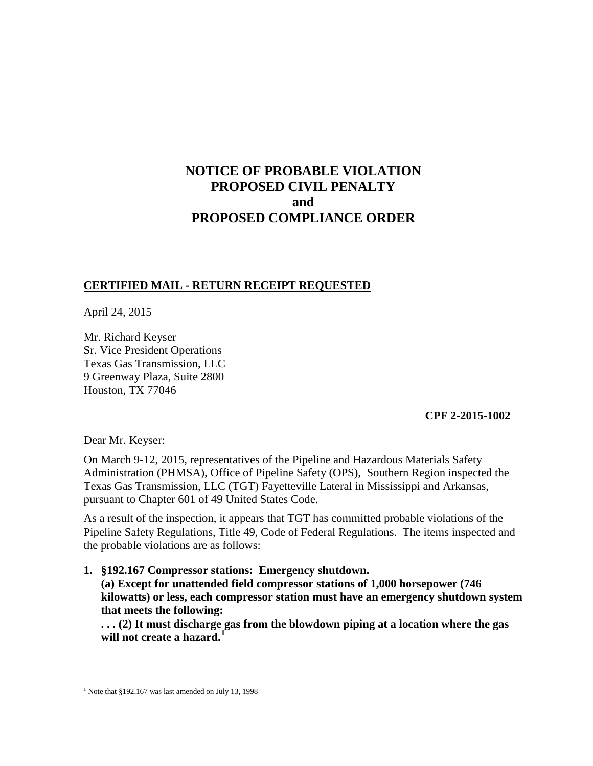# NOTICE OF PROBABLE VIOLATION
# PROPOSED CIVIL PENALTY
# and
# PROPOSED COMPLIANCE ORDER

**CERTIFIED MAIL - RETURN RECEIPT REQUESTED**

April 24, 2015

Mr. Richard Keyser
Sr. Vice President Operations
Texas Gas Transmission, LLC
9 Greenway Plaza, Suite 2800
Houston, TX 77046

**CPF 2-2015-1002**

Dear Mr. Keyser:

On March 9-12, 2015, representatives of the Pipeline and Hazardous Materials Safety Administration (PHMSA), Office of Pipeline Safety (OPS), Southern Region inspected the Texas Gas Transmission, LLC (TGT) Fayetteville Lateral in Mississippi and Arkansas, pursuant to Chapter 601 of 49 United States Code.

As a result of the inspection, it appears that TGT has committed probable violations of the Pipeline Safety Regulations, Title 49, Code of Federal Regulations. The items inspected and the probable violations are as follows:

1. **§192.167 Compressor stations: Emergency shutdown.**
   **(a) Except for unattended field compressor stations of 1,000 horsepower (746 kilowatts) or less, each compressor station must have an emergency shutdown system that meets the following:**
   **. . . (2) It must discharge gas from the blowdown piping at a location where the gas will not create a hazard.[1]**

[1] Note that §192.167 was last amended on July 13, 1998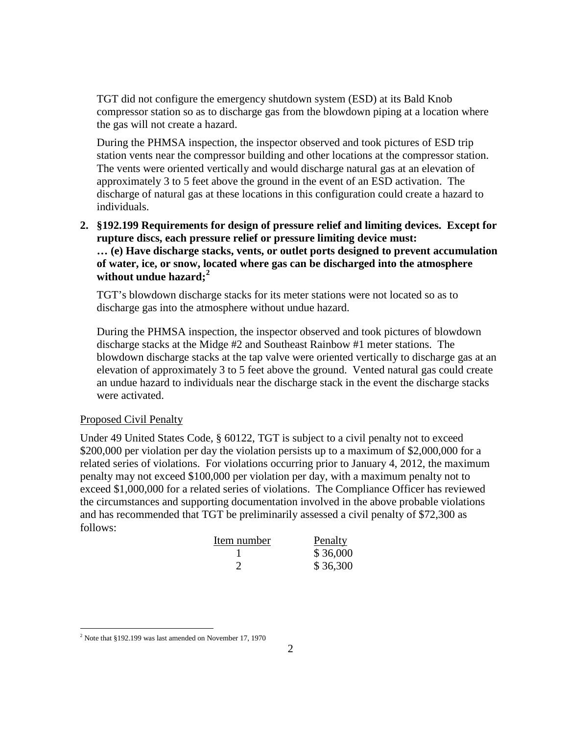TGT did not configure the emergency shutdown system (ESD) at its Bald Knob compressor station so as to discharge gas from the blowdown piping at a location where the gas will not create a hazard.

During the PHMSA inspection, the inspector observed and took pictures of ESD trip station vents near the compressor building and other locations at the compressor station. The vents were oriented vertically and would discharge natural gas at an elevation of approximately 3 to 5 feet above the ground in the event of an ESD activation. The discharge of natural gas at these locations in this configuration could create a hazard to individuals.

**2. §192.199 Requirements for design of pressure relief and limiting devices. Except for rupture discs, each pressure relief or pressure limiting device must:**
**… (e) Have discharge stacks, vents, or outlet ports designed to prevent accumulation of water, ice, or snow, located where gas can be discharged into the atmosphere without undue hazard;[2]**

TGT's blowdown discharge stacks for its meter stations were not located so as to discharge gas into the atmosphere without undue hazard.

During the PHMSA inspection, the inspector observed and took pictures of blowdown discharge stacks at the Midge #2 and Southeast Rainbow #1 meter stations. The blowdown discharge stacks at the tap valve were oriented vertically to discharge gas at an elevation of approximately 3 to 5 feet above the ground. Vented natural gas could create an undue hazard to individuals near the discharge stack in the event the discharge stacks were activated.

Proposed Civil Penalty

Under 49 United States Code, § 60122, TGT is subject to a civil penalty not to exceed $200,000 per violation per day the violation persists up to a maximum of $2,000,000 for a related series of violations. For violations occurring prior to January 4, 2012, the maximum penalty may not exceed $100,000 per violation per day, with a maximum penalty not to exceed $1,000,000 for a related series of violations. The Compliance Officer has reviewed the circumstances and supporting documentation involved in the above probable violations and has recommended that TGT be preliminarily assessed a civil penalty of $72,300 as follows:

| Item number | Penalty |
|---|---|
| 1 | $ 36,000 |
| 2 | $ 36,300 |

[2] Note that §192.199 was last amended on November 17, 1970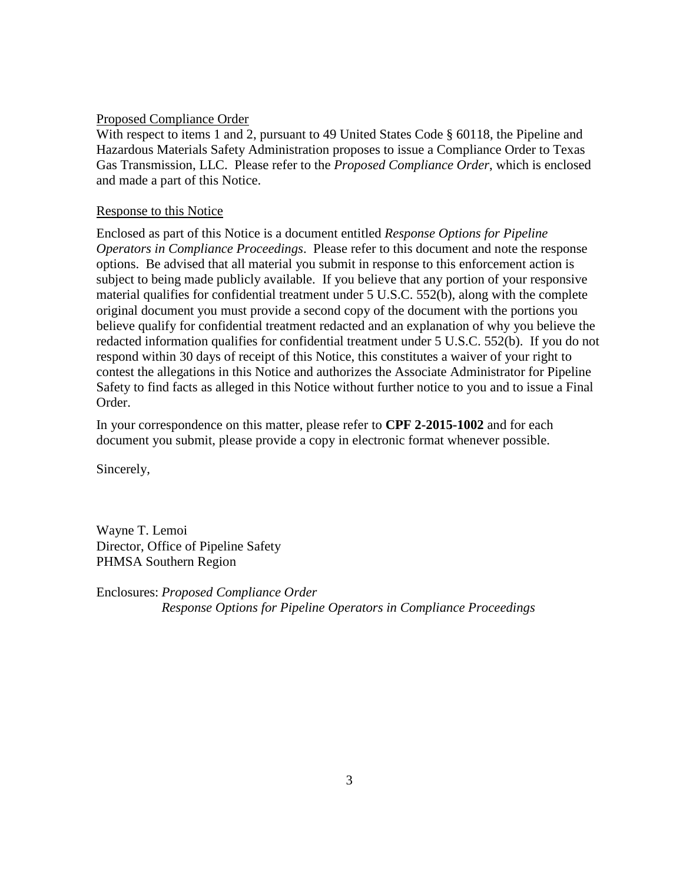<u>Proposed Compliance Order</u>

With respect to items 1 and 2, pursuant to 49 United States Code § 60118, the Pipeline and Hazardous Materials Safety Administration proposes to issue a Compliance Order to Texas Gas Transmission, LLC. Please refer to the *Proposed Compliance Order*, which is enclosed and made a part of this Notice.

<u>Response to this Notice</u>

Enclosed as part of this Notice is a document entitled *Response Options for Pipeline Operators in Compliance Proceedings*. Please refer to this document and note the response options. Be advised that all material you submit in response to this enforcement action is subject to being made publicly available. If you believe that any portion of your responsive material qualifies for confidential treatment under 5 U.S.C. 552(b), along with the complete original document you must provide a second copy of the document with the portions you believe qualify for confidential treatment redacted and an explanation of why you believe the redacted information qualifies for confidential treatment under 5 U.S.C. 552(b). If you do not respond within 30 days of receipt of this Notice, this constitutes a waiver of your right to contest the allegations in this Notice and authorizes the Associate Administrator for Pipeline Safety to find facts as alleged in this Notice without further notice to you and to issue a Final Order.

In your correspondence on this matter, please refer to **CPF 2-2015-1002** and for each document you submit, please provide a copy in electronic format whenever possible.

Sincerely,

Wayne T. Lemoi
Director, Office of Pipeline Safety
PHMSA Southern Region

Enclosures: *Proposed Compliance Order*
*Response Options for Pipeline Operators in Compliance Proceedings*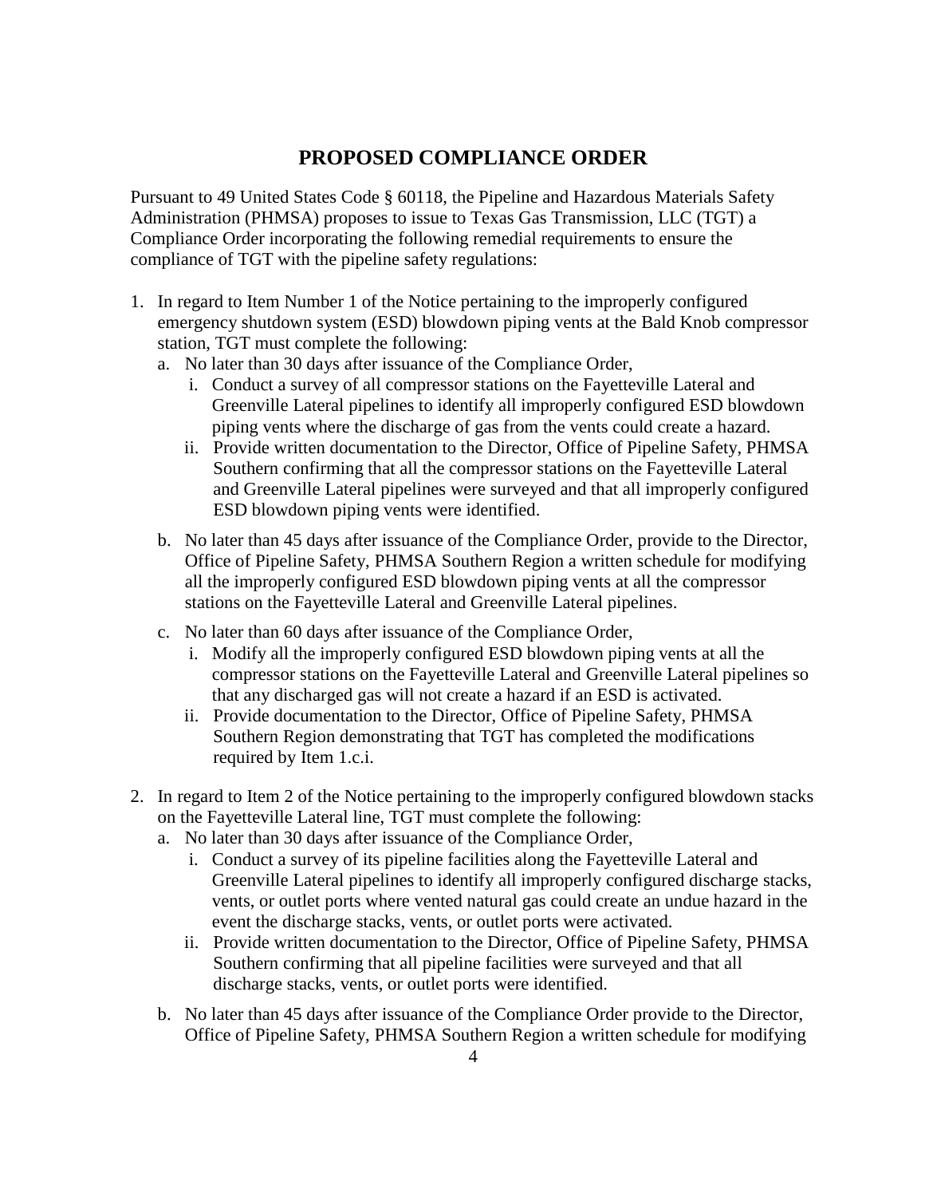## PROPOSED COMPLIANCE ORDER

Pursuant to 49 United States Code § 60118, the Pipeline and Hazardous Materials Safety Administration (PHMSA) proposes to issue to Texas Gas Transmission, LLC (TGT) a Compliance Order incorporating the following remedial requirements to ensure the compliance of TGT with the pipeline safety regulations:

1. In regard to Item Number 1 of the Notice pertaining to the improperly configured emergency shutdown system (ESD) blowdown piping vents at the Bald Knob compressor station, TGT must complete the following:
   a. No later than 30 days after issuance of the Compliance Order,
      i. Conduct a survey of all compressor stations on the Fayetteville Lateral and Greenville Lateral pipelines to identify all improperly configured ESD blowdown piping vents where the discharge of gas from the vents could create a hazard.
      ii. Provide written documentation to the Director, Office of Pipeline Safety, PHMSA Southern confirming that all the compressor stations on the Fayetteville Lateral and Greenville Lateral pipelines were surveyed and that all improperly configured ESD blowdown piping vents were identified.
   b. No later than 45 days after issuance of the Compliance Order, provide to the Director, Office of Pipeline Safety, PHMSA Southern Region a written schedule for modifying all the improperly configured ESD blowdown piping vents at all the compressor stations on the Fayetteville Lateral and Greenville Lateral pipelines.
   c. No later than 60 days after issuance of the Compliance Order,
      i. Modify all the improperly configured ESD blowdown piping vents at all the compressor stations on the Fayetteville Lateral and Greenville Lateral pipelines so that any discharged gas will not create a hazard if an ESD is activated.
      ii. Provide documentation to the Director, Office of Pipeline Safety, PHMSA Southern Region demonstrating that TGT has completed the modifications required by Item 1.c.i.
2. In regard to Item 2 of the Notice pertaining to the improperly configured blowdown stacks on the Fayetteville Lateral line, TGT must complete the following:
   a. No later than 30 days after issuance of the Compliance Order,
      i. Conduct a survey of its pipeline facilities along the Fayetteville Lateral and Greenville Lateral pipelines to identify all improperly configured discharge stacks, vents, or outlet ports where vented natural gas could create an undue hazard in the event the discharge stacks, vents, or outlet ports were activated.
      ii. Provide written documentation to the Director, Office of Pipeline Safety, PHMSA Southern confirming that all pipeline facilities were surveyed and that all discharge stacks, vents, or outlet ports were identified.
   b. No later than 45 days after issuance of the Compliance Order provide to the Director, Office of Pipeline Safety, PHMSA Southern Region a written schedule for modifying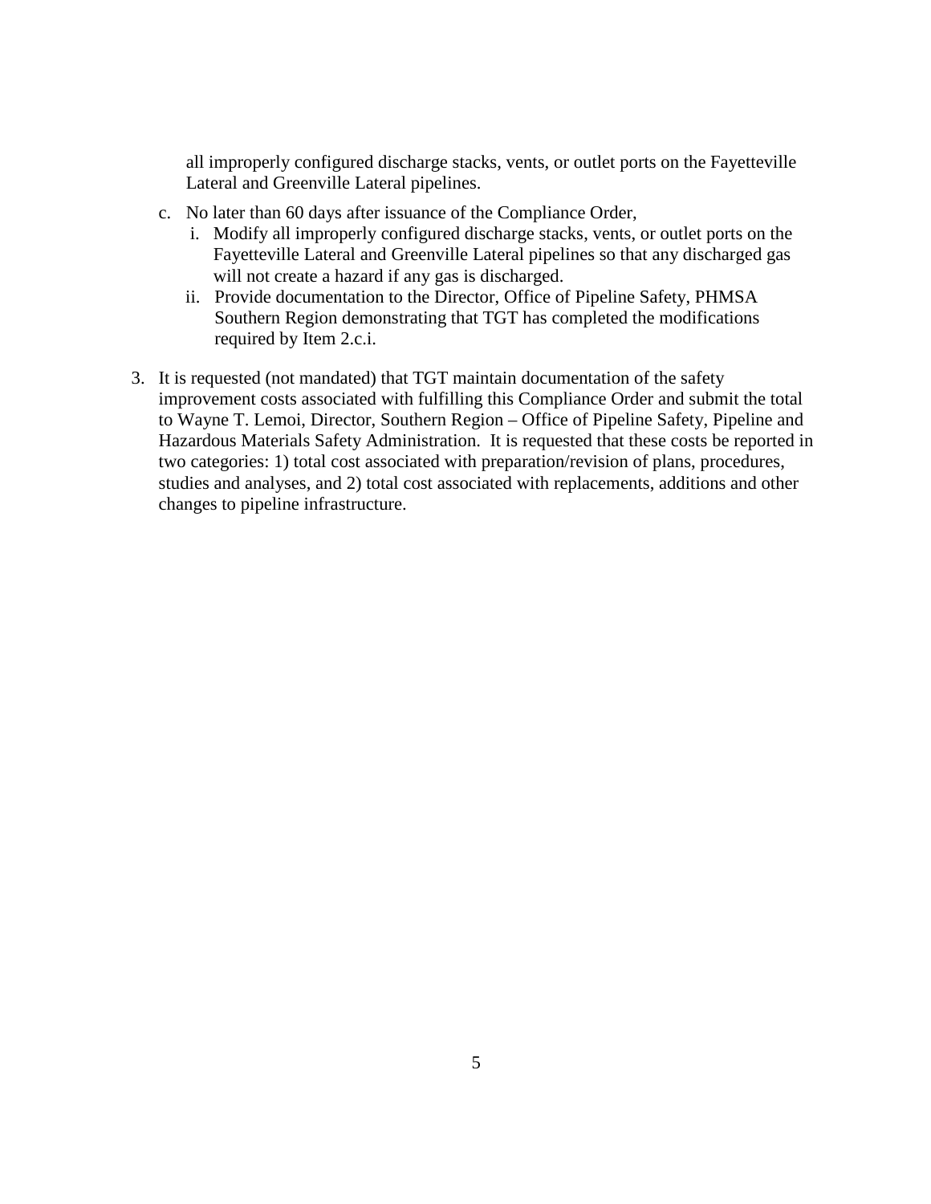all improperly configured discharge stacks, vents, or outlet ports on the Fayetteville Lateral and Greenville Lateral pipelines.

   c. No later than 60 days after issuance of the Compliance Order,
      i. Modify all improperly configured discharge stacks, vents, or outlet ports on the Fayetteville Lateral and Greenville Lateral pipelines so that any discharged gas will not create a hazard if any gas is discharged.
      ii. Provide documentation to the Director, Office of Pipeline Safety, PHMSA Southern Region demonstrating that TGT has completed the modifications required by Item 2.c.i.

3. It is requested (not mandated) that TGT maintain documentation of the safety improvement costs associated with fulfilling this Compliance Order and submit the total to Wayne T. Lemoi, Director, Southern Region – Office of Pipeline Safety, Pipeline and Hazardous Materials Safety Administration. It is requested that these costs be reported in two categories: 1) total cost associated with preparation/revision of plans, procedures, studies and analyses, and 2) total cost associated with replacements, additions and other changes to pipeline infrastructure.